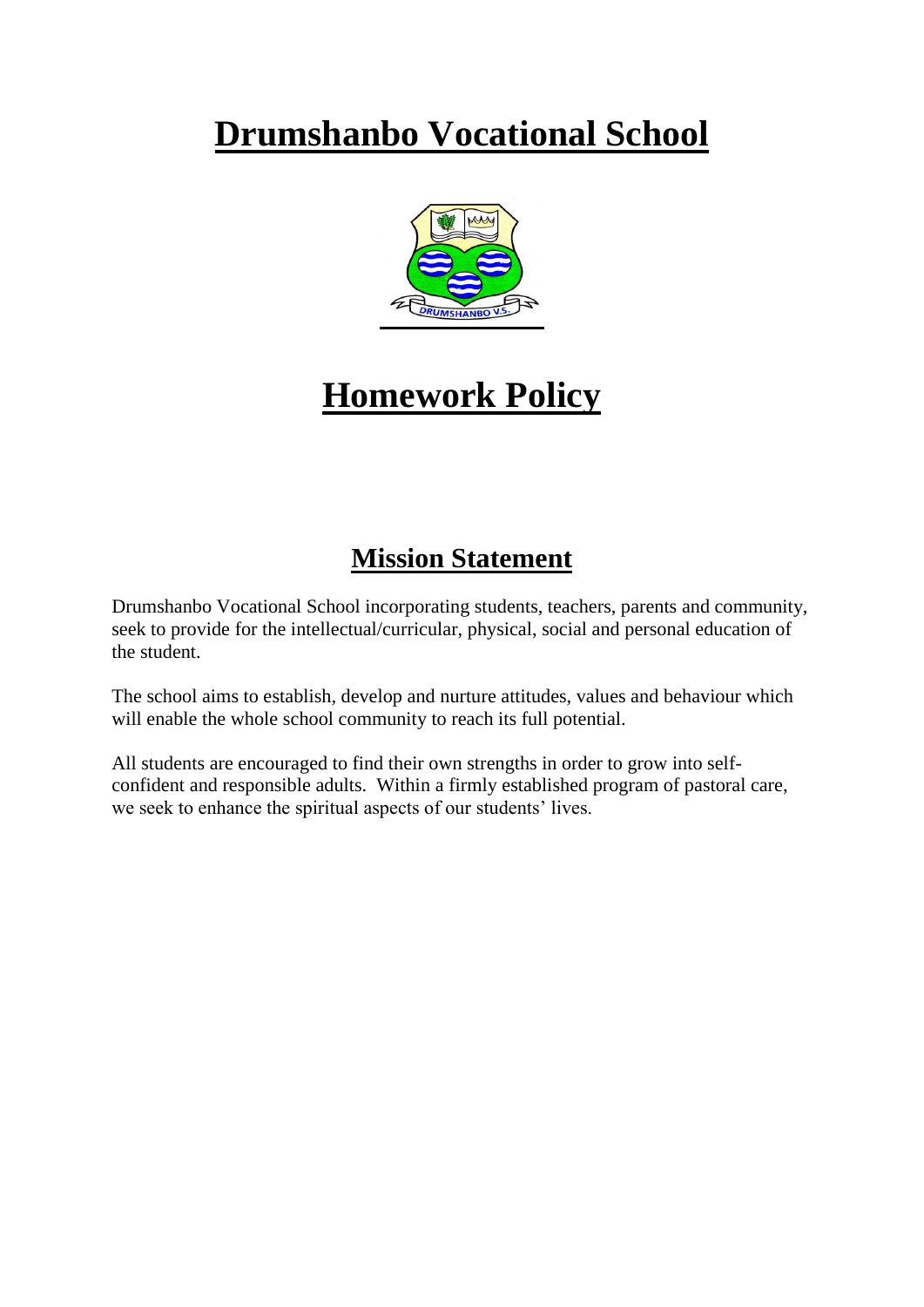# Drumshanbo Vocational School

# Homework Policy

## Mission Statement

Drumshanbo Vocational School incorporating students, teachers, parents and community, seek to provide for the intellectual/curricular, physical, social and personal education of the student.

The school aims to establish, develop and nurture attitudes, values and behaviour which will enable the whole school community to reach its full potential.

All students are encouraged to find their own strengths in order to grow into self-confident and responsible adults. Within a firmly established program of pastoral care, we seek to enhance the spiritual aspects of our students' lives.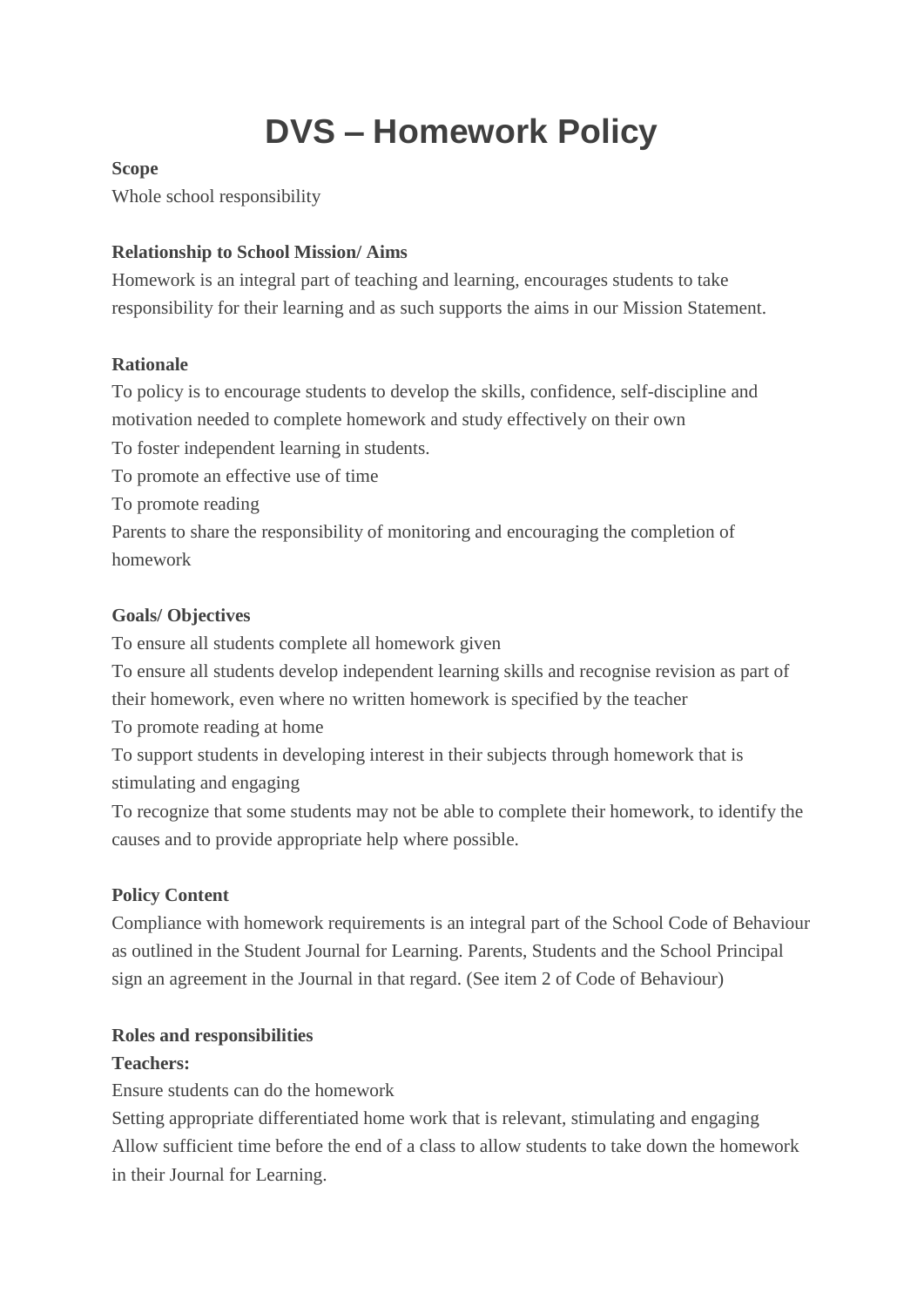# DVS – Homework Policy

**Scope**

Whole school responsibility

**Relationship to School Mission/ Aims**

Homework is an integral part of teaching and learning, encourages students to take responsibility for their learning and as such supports the aims in our Mission Statement.

**Rationale**

To policy is to encourage students to develop the skills, confidence, self-discipline and motivation needed to complete homework and study effectively on their own

To foster independent learning in students.

To promote an effective use of time

To promote reading

Parents to share the responsibility of monitoring and encouraging the completion of homework

**Goals/ Objectives**

To ensure all students complete all homework given

To ensure all students develop independent learning skills and recognise revision as part of their homework, even where no written homework is specified by the teacher

To promote reading at home

To support students in developing interest in their subjects through homework that is stimulating and engaging

To recognize that some students may not be able to complete their homework, to identify the causes and to provide appropriate help where possible.

**Policy Content**

Compliance with homework requirements is an integral part of the School Code of Behaviour as outlined in the Student Journal for Learning. Parents, Students and the School Principal sign an agreement in the Journal in that regard. (See item 2 of Code of Behaviour)

**Roles and responsibilities**

**Teachers:**

Ensure students can do the homework

Setting appropriate differentiated home work that is relevant, stimulating and engaging

Allow sufficient time before the end of a class to allow students to take down the homework in their Journal for Learning.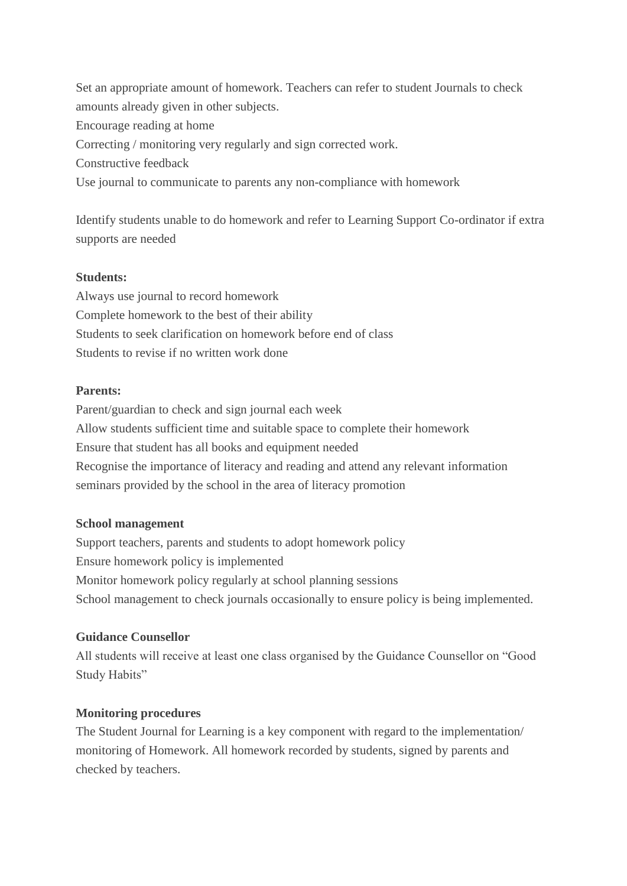Set an appropriate amount of homework. Teachers can refer to student Journals to check amounts already given in other subjects.
Encourage reading at home
Correcting / monitoring very regularly and sign corrected work.
Constructive feedback
Use journal to communicate to parents any non-compliance with homework

Identify students unable to do homework and refer to Learning Support Co-ordinator if extra supports are needed

**Students:**
Always use journal to record homework
Complete homework to the best of their ability
Students to seek clarification on homework before end of class
Students to revise if no written work done

**Parents:**
Parent/guardian to check and sign journal each week
Allow students sufficient time and suitable space to complete their homework
Ensure that student has all books and equipment needed
Recognise the importance of literacy and reading and attend any relevant information seminars provided by the school in the area of literacy promotion

**School management**
Support teachers, parents and students to adopt homework policy
Ensure homework policy is implemented
Monitor homework policy regularly at school planning sessions
School management to check journals occasionally to ensure policy is being implemented.

**Guidance Counsellor**
All students will receive at least one class organised by the Guidance Counsellor on "Good Study Habits"

**Monitoring procedures**
The Student Journal for Learning is a key component with regard to the implementation/ monitoring of Homework. All homework recorded by students, signed by parents and checked by teachers.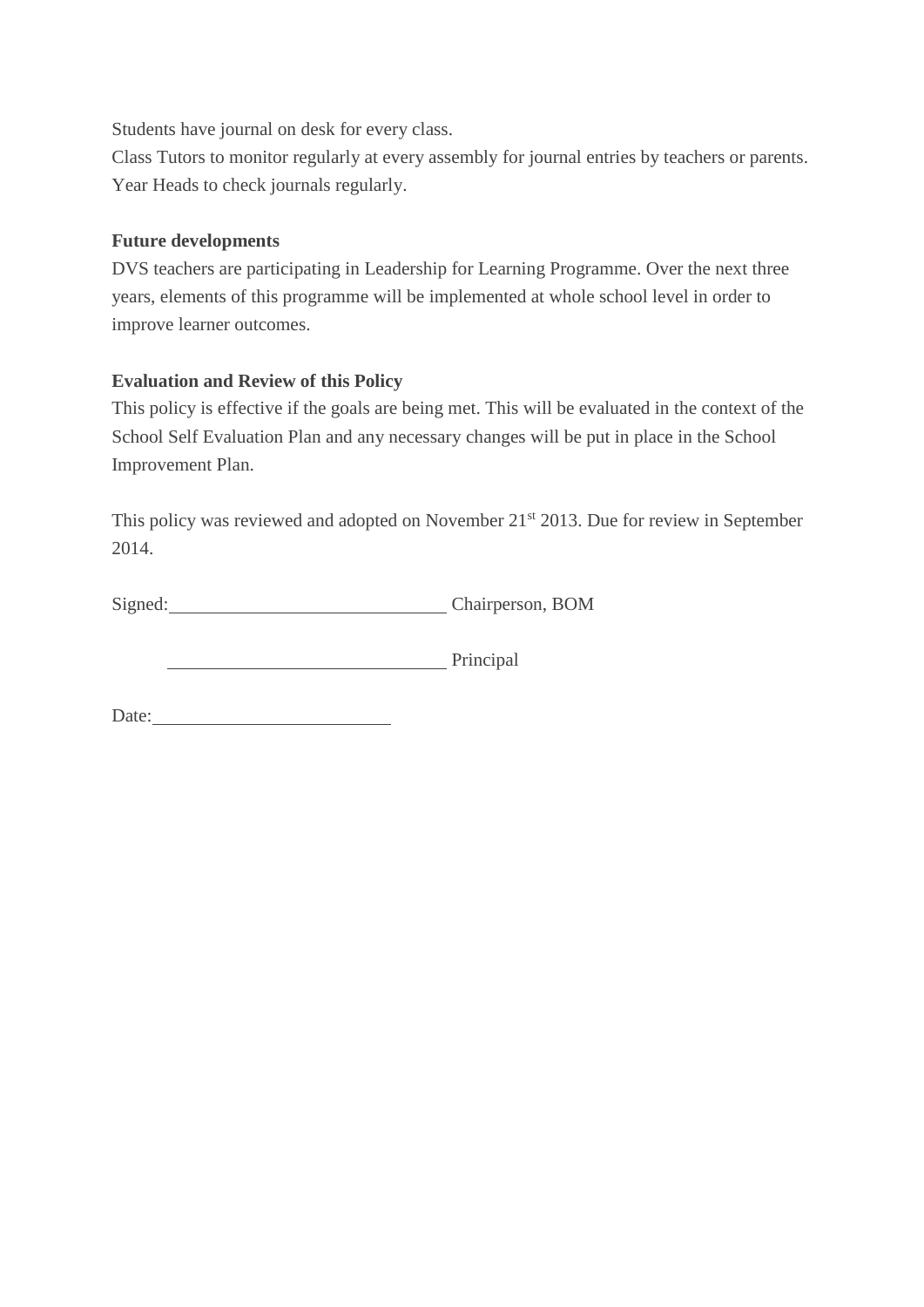Students have journal on desk for every class.
Class Tutors to monitor regularly at every assembly for journal entries by teachers or parents.
Year Heads to check journals regularly.

**Future developments**

DVS teachers are participating in Leadership for Learning Programme. Over the next three years, elements of this programme will be implemented at whole school level in order to improve learner outcomes.

**Evaluation and Review of this Policy**

This policy is effective if the goals are being met. This will be evaluated in the context of the School Self Evaluation Plan and any necessary changes will be put in place in the School Improvement Plan.

This policy was reviewed and adopted on November 21st 2013. Due for review in September 2014.

Signed:______________________________ Chairperson, BOM

______________________________ Principal

Date:__________________________